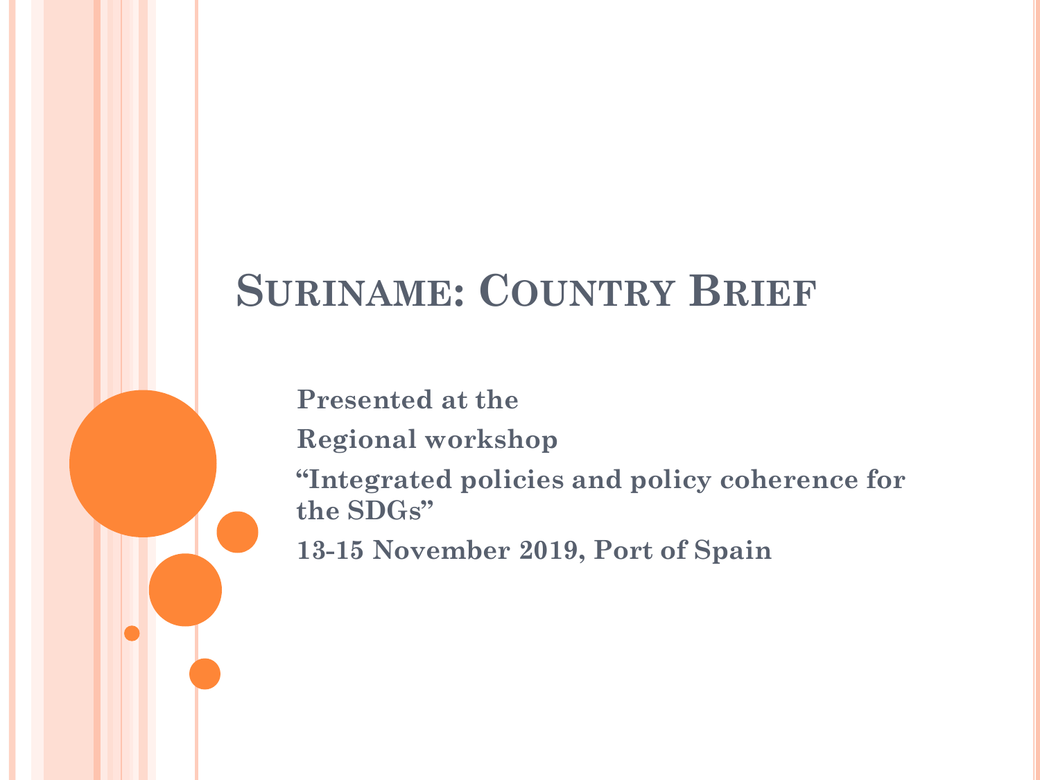# Suriname: Country Brief

**Presented at the**

**Regional workshop**

**“Integrated policies and policy coherence for the SDGs”**

**13-15 November 2019, Port of Spain**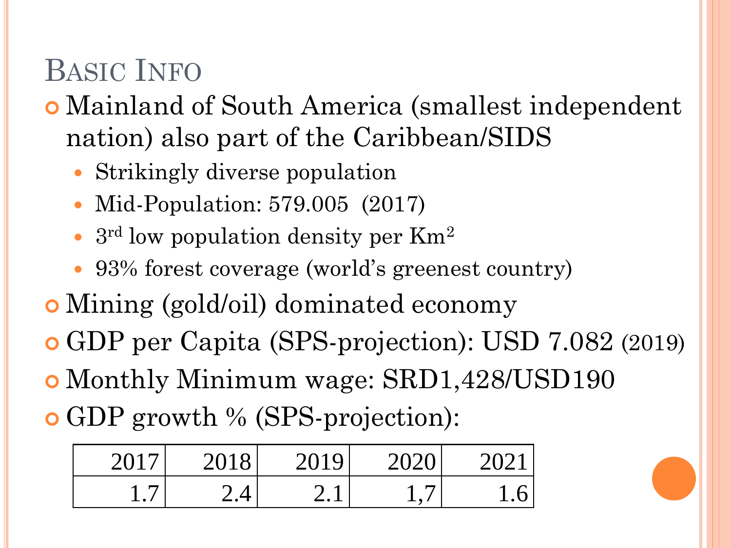# Basic Info

- Mainland of South America (smallest independent nation) also part of the Caribbean/SIDS
  - Strikingly diverse population
  - Mid-Population: 579.005 (2017)
  - 3rd low population density per $Km^2$
  - 93% forest coverage (world's greenest country)
- Mining (gold/oil) dominated economy
- GDP per Capita (SPS-projection): USD 7.082 (2019)
- Monthly Minimum wage: SRD1,428/USD190
- GDP growth % (SPS-projection):

| 2017 | 2018 | 2019 | 2020 | 2021 |
|---|---|---|---|---|
| 1.7 | 2.4 | 2.1 | 1,7 | 1.6 |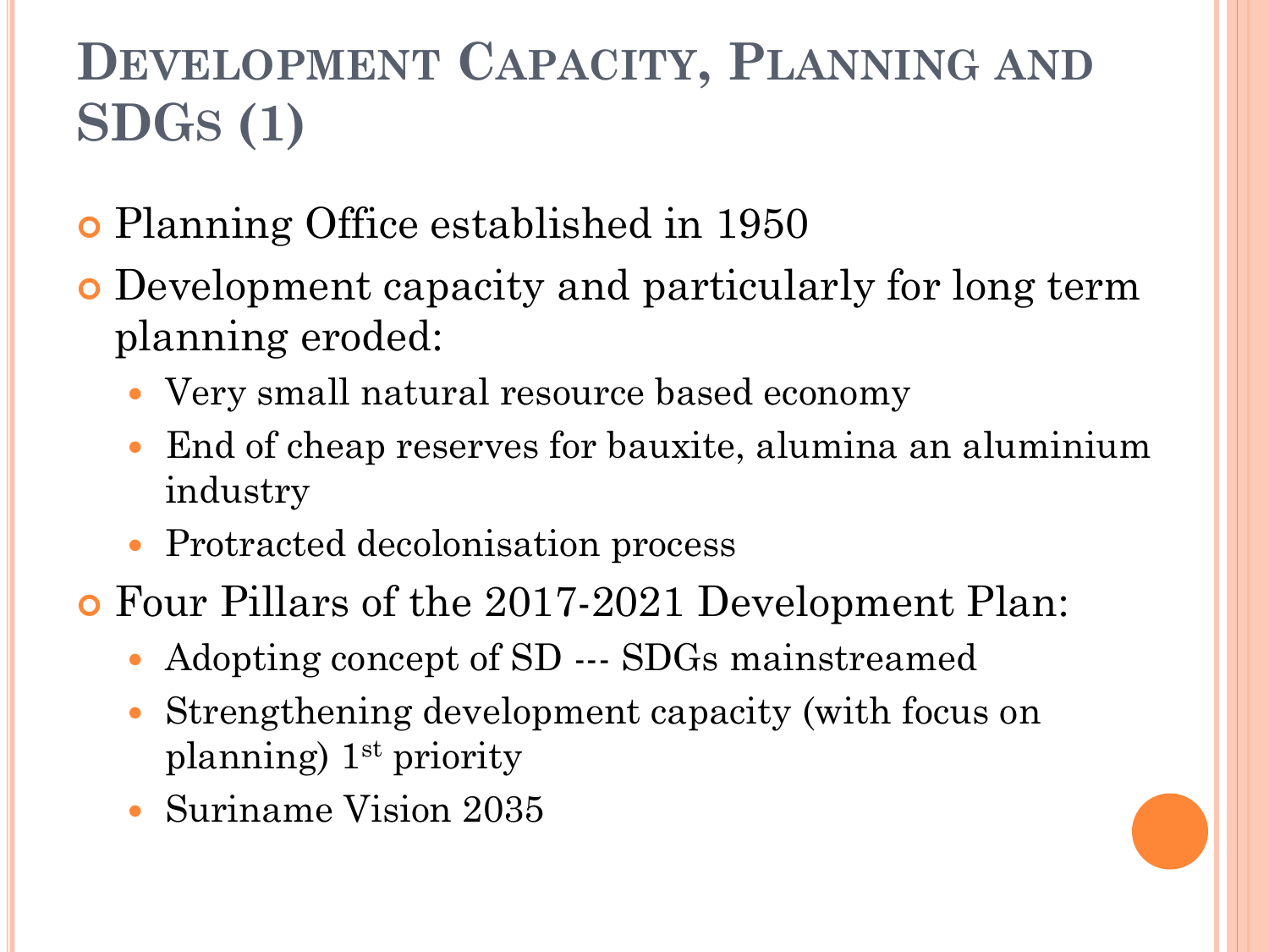# Development Capacity, Planning and SDGs (1)

- Planning Office established in 1950
- Development capacity and particularly for long term planning eroded:
  - Very small natural resource based economy
  - End of cheap reserves for bauxite, alumina an aluminium industry
  - Protracted decolonisation process
- Four Pillars of the 2017-2021 Development Plan:
  - Adopting concept of SD --- SDGs mainstreamed
  - Strengthening development capacity (with focus on planning) 1st priority
  - Suriname Vision 2035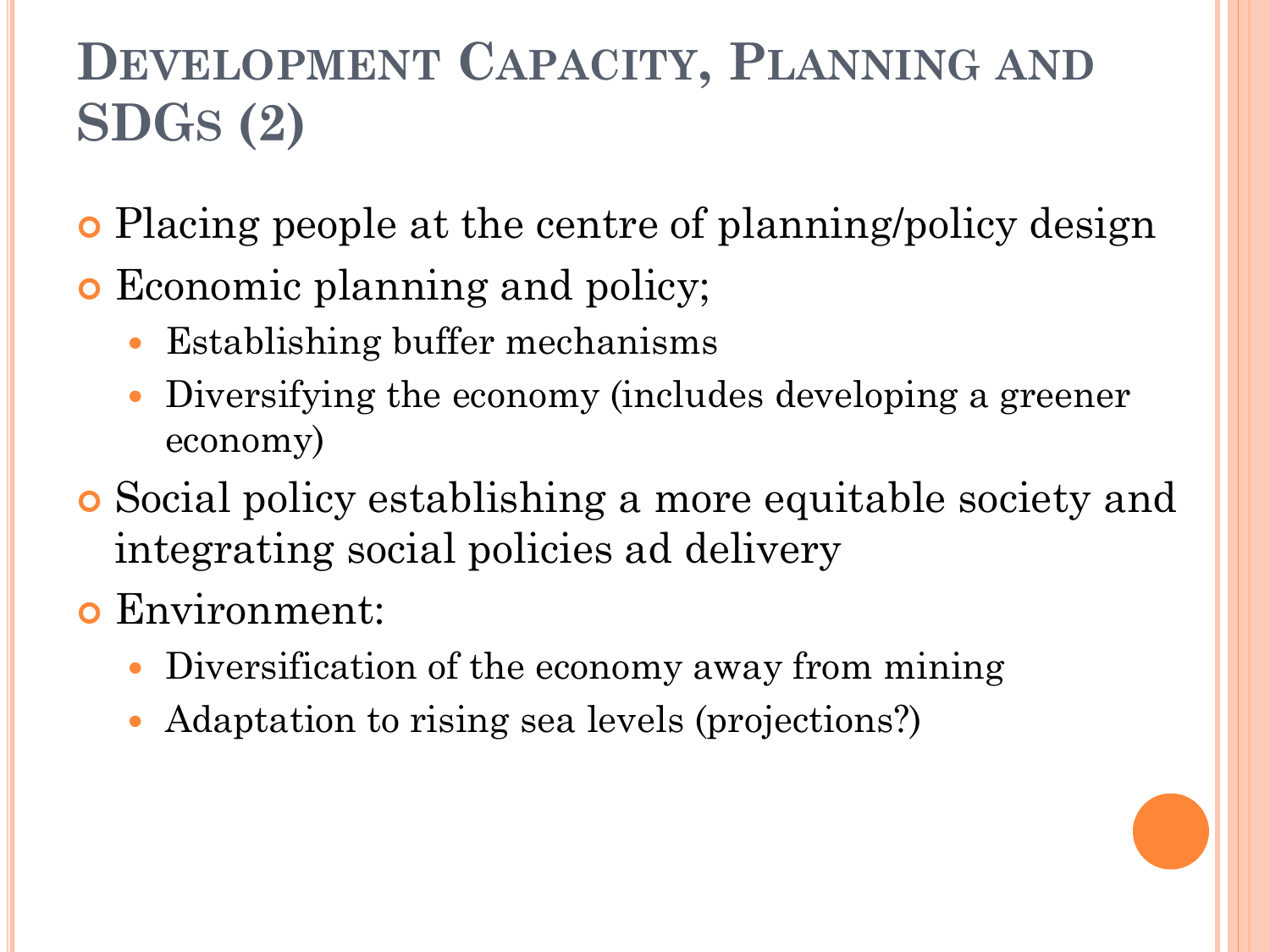# Development Capacity, Planning and SDGs (2)

- Placing people at the centre of planning/policy design
- Economic planning and policy;
  - Establishing buffer mechanisms
  - Diversifying the economy (includes developing a greener economy)
- Social policy establishing a more equitable society and integrating social policies ad delivery
- Environment:
  - Diversification of the economy away from mining
  - Adaptation to rising sea levels (projections?)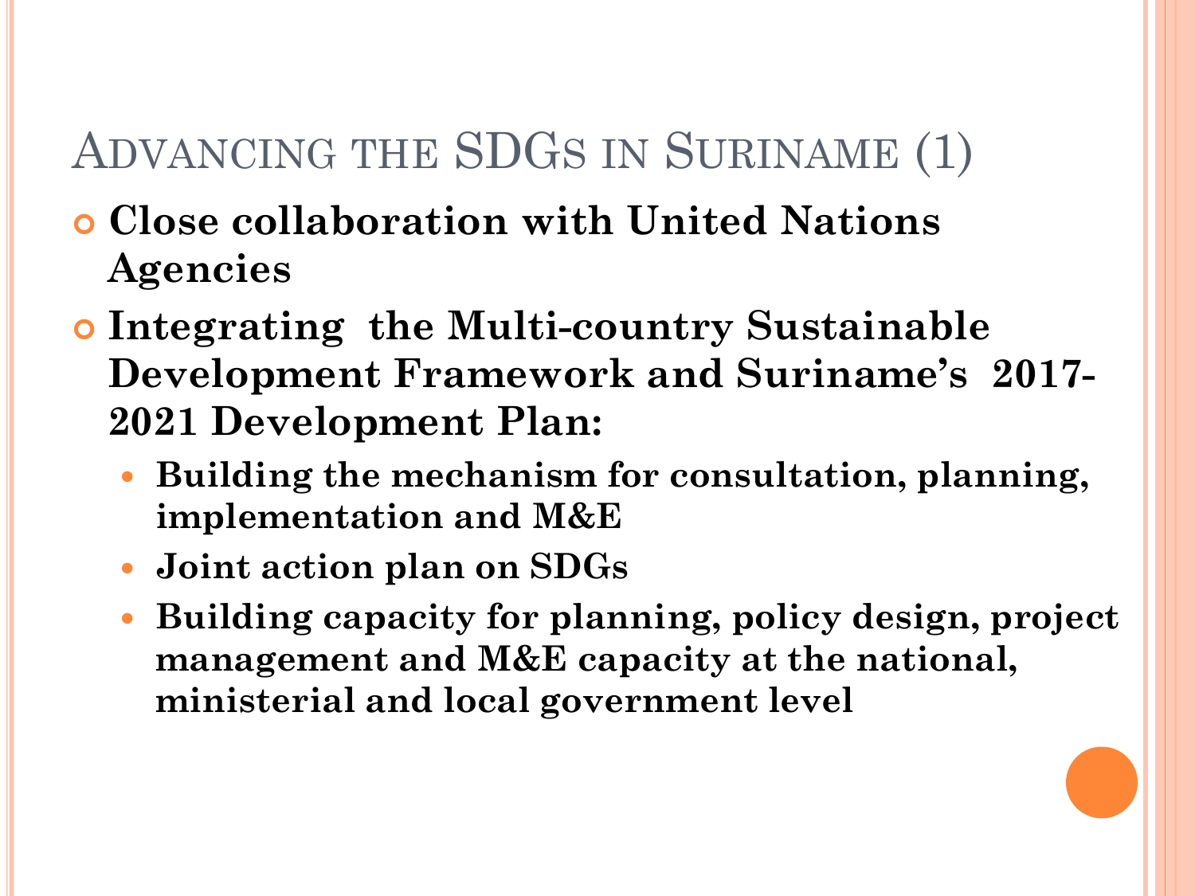# Advancing the SDGs in Suriname (1)

- **Close collaboration with United Nations Agencies**
- **Integrating the Multi-country Sustainable Development Framework and Suriname's 2017-2021 Development Plan:**
  - **Building the mechanism for consultation, planning, implementation and M&E**
  - **Joint action plan on SDGs**
  - **Building capacity for planning, policy design, project management and M&E capacity at the national, ministerial and local government level**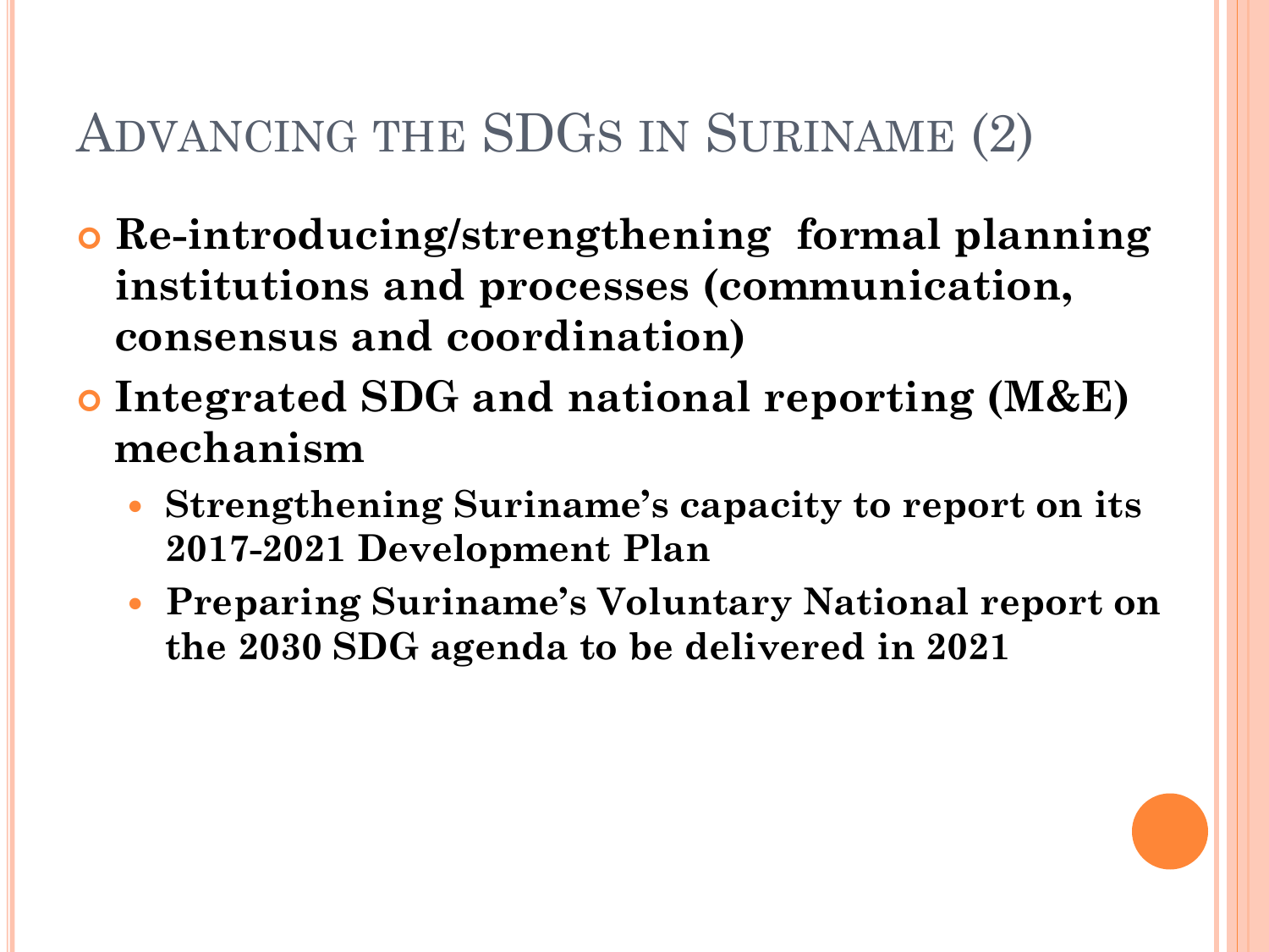# Advancing the SDGs in Suriname (2)

- **Re-introducing/strengthening formal planning institutions and processes (communication, consensus and coordination)**
- **Integrated SDG and national reporting (M&E) mechanism**
  - **Strengthening Suriname's capacity to report on its 2017-2021 Development Plan**
  - **Preparing Suriname's Voluntary National report on the 2030 SDG agenda to be delivered in 2021**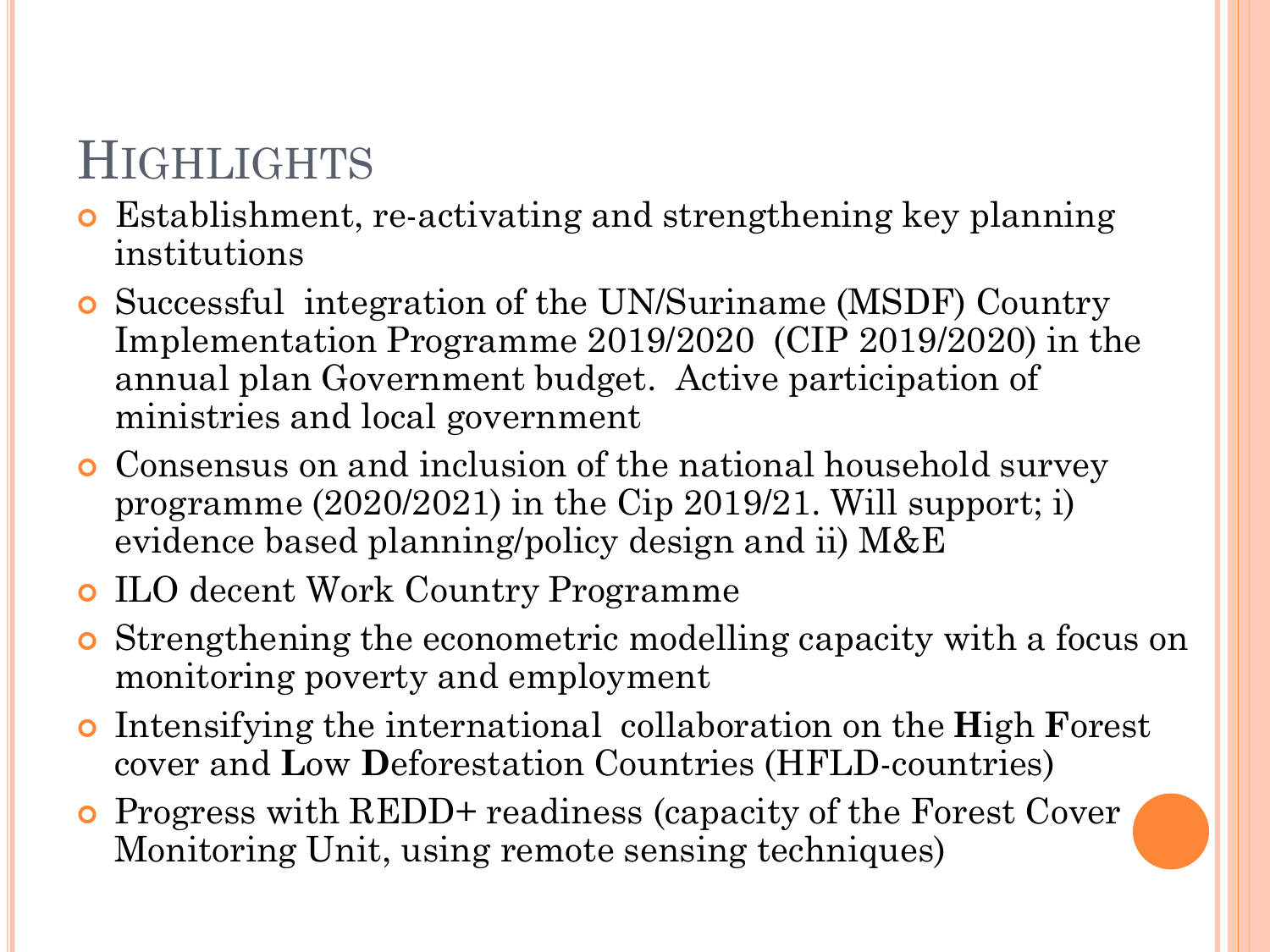# Highlights

- Establishment, re-activating and strengthening key planning institutions
- Successful integration of the UN/Suriname (MSDF) Country Implementation Programme 2019/2020 (CIP 2019/2020) in the annual plan Government budget. Active participation of ministries and local government
- Consensus on and inclusion of the national household survey programme (2020/2021) in the Cip 2019/21. Will support; i) evidence based planning/policy design and ii) M&E
- ILO decent Work Country Programme
- Strengthening the econometric modelling capacity with a focus on monitoring poverty and employment
- Intensifying the international collaboration on the **H**igh **F**orest cover and **L**ow **D**eforestation Countries (HFLD-countries)
- Progress with REDD+ readiness (capacity of the Forest Cover Monitoring Unit, using remote sensing techniques)